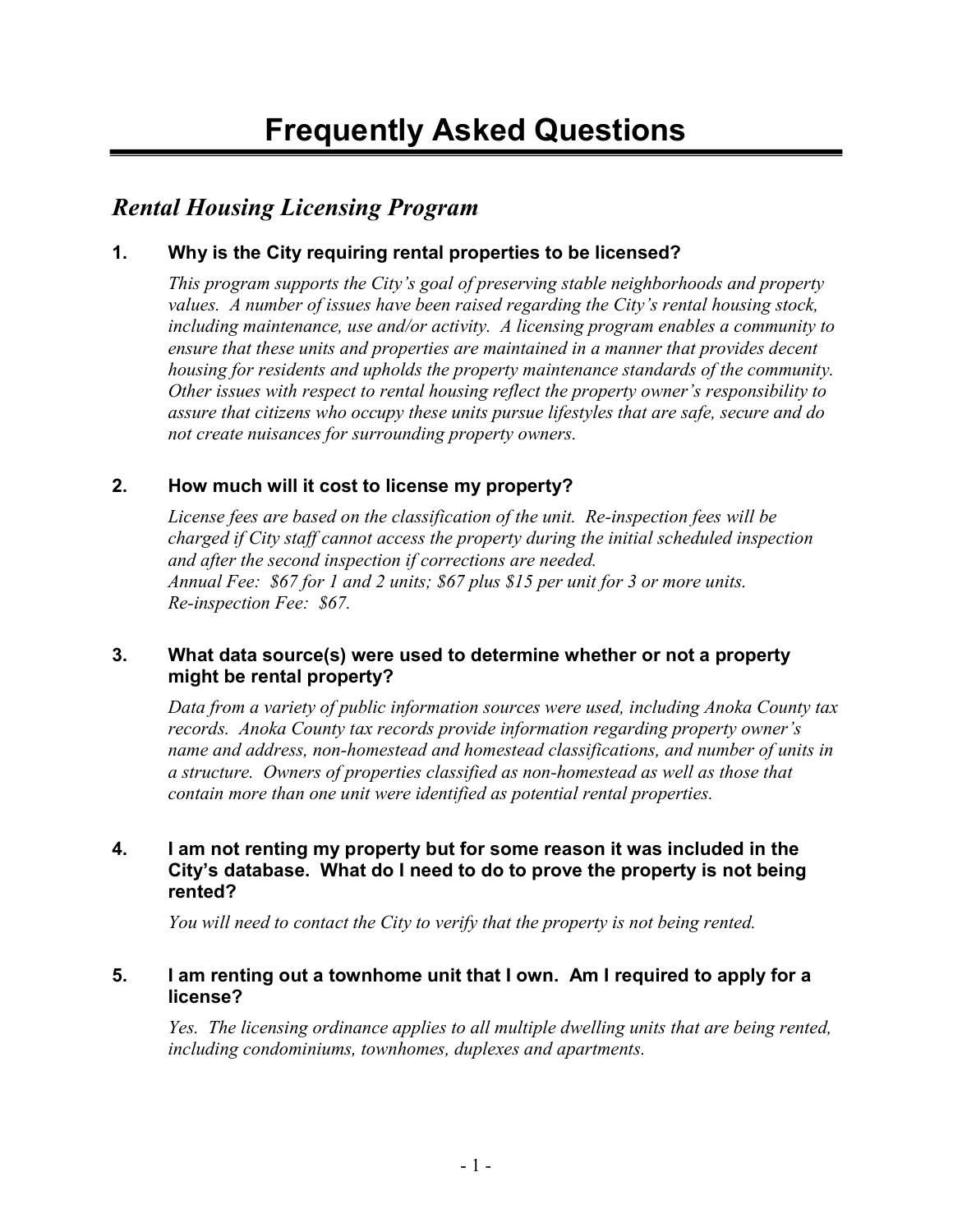# Frequently Asked Questions

## *Rental Housing Licensing Program*

### 1. Why is the City requiring rental properties to be licensed?

*This program supports the City's goal of preserving stable neighborhoods and property values. A number of issues have been raised regarding the City's rental housing stock, including maintenance, use and/or activity. A licensing program enables a community to ensure that these units and properties are maintained in a manner that provides decent housing for residents and upholds the property maintenance standards of the community. Other issues with respect to rental housing reflect the property owner's responsibility to assure that citizens who occupy these units pursue lifestyles that are safe, secure and do not create nuisances for surrounding property owners.*

### 2. How much will it cost to license my property?

*License fees are based on the classification of the unit. Re-inspection fees will be charged if City staff cannot access the property during the initial scheduled inspection and after the second inspection if corrections are needed.*
*Annual Fee: $67 for 1 and 2 units; $67 plus $15 per unit for 3 or more units.*
*Re-inspection Fee: $67.*

### 3. What data source(s) were used to determine whether or not a property might be rental property?

*Data from a variety of public information sources were used, including Anoka County tax records. Anoka County tax records provide information regarding property owner's name and address, non-homestead and homestead classifications, and number of units in a structure. Owners of properties classified as non-homestead as well as those that contain more than one unit were identified as potential rental properties.*

### 4. I am not renting my property but for some reason it was included in the City's database. What do I need to do to prove the property is not being rented?

*You will need to contact the City to verify that the property is not being rented.*

### 5. I am renting out a townhome unit that I own. Am I required to apply for a license?

*Yes. The licensing ordinance applies to all multiple dwelling units that are being rented, including condominiums, townhomes, duplexes and apartments.*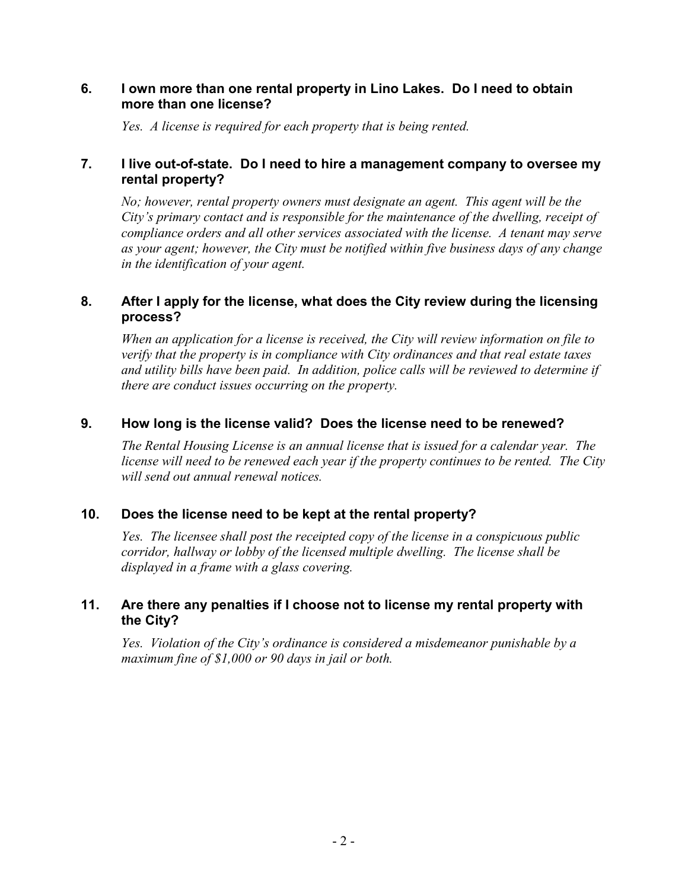**6. I own more than one rental property in Lino Lakes. Do I need to obtain more than one license?**

*Yes. A license is required for each property that is being rented.*

**7. I live out-of-state. Do I need to hire a management company to oversee my rental property?**

*No; however, rental property owners must designate an agent. This agent will be the City's primary contact and is responsible for the maintenance of the dwelling, receipt of compliance orders and all other services associated with the license. A tenant may serve as your agent; however, the City must be notified within five business days of any change in the identification of your agent.*

**8. After I apply for the license, what does the City review during the licensing process?**

*When an application for a license is received, the City will review information on file to verify that the property is in compliance with City ordinances and that real estate taxes and utility bills have been paid. In addition, police calls will be reviewed to determine if there are conduct issues occurring on the property.*

**9. How long is the license valid? Does the license need to be renewed?**

*The Rental Housing License is an annual license that is issued for a calendar year. The license will need to be renewed each year if the property continues to be rented. The City will send out annual renewal notices.*

**10. Does the license need to be kept at the rental property?**

*Yes. The licensee shall post the receipted copy of the license in a conspicuous public corridor, hallway or lobby of the licensed multiple dwelling. The license shall be displayed in a frame with a glass covering.*

**11. Are there any penalties if I choose not to license my rental property with the City?**

*Yes. Violation of the City's ordinance is considered a misdemeanor punishable by a maximum fine of $1,000 or 90 days in jail or both.*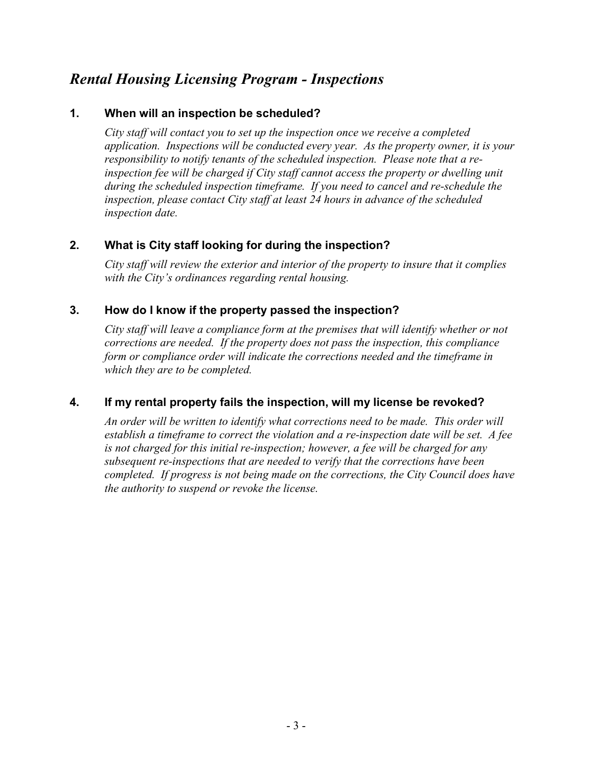## *Rental Housing Licensing Program - Inspections*

### 1. When will an inspection be scheduled?

*City staff will contact you to set up the inspection once we receive a completed application. Inspections will be conducted every year. As the property owner, it is your responsibility to notify tenants of the scheduled inspection. Please note that a re-inspection fee will be charged if City staff cannot access the property or dwelling unit during the scheduled inspection timeframe. If you need to cancel and re-schedule the inspection, please contact City staff at least 24 hours in advance of the scheduled inspection date.*

### 2. What is City staff looking for during the inspection?

*City staff will review the exterior and interior of the property to insure that it complies with the City's ordinances regarding rental housing.*

### 3. How do I know if the property passed the inspection?

*City staff will leave a compliance form at the premises that will identify whether or not corrections are needed. If the property does not pass the inspection, this compliance form or compliance order will indicate the corrections needed and the timeframe in which they are to be completed.*

### 4. If my rental property fails the inspection, will my license be revoked?

*An order will be written to identify what corrections need to be made. This order will establish a timeframe to correct the violation and a re-inspection date will be set. A fee is not charged for this initial re-inspection; however, a fee will be charged for any subsequent re-inspections that are needed to verify that the corrections have been completed. If progress is not being made on the corrections, the City Council does have the authority to suspend or revoke the license.*